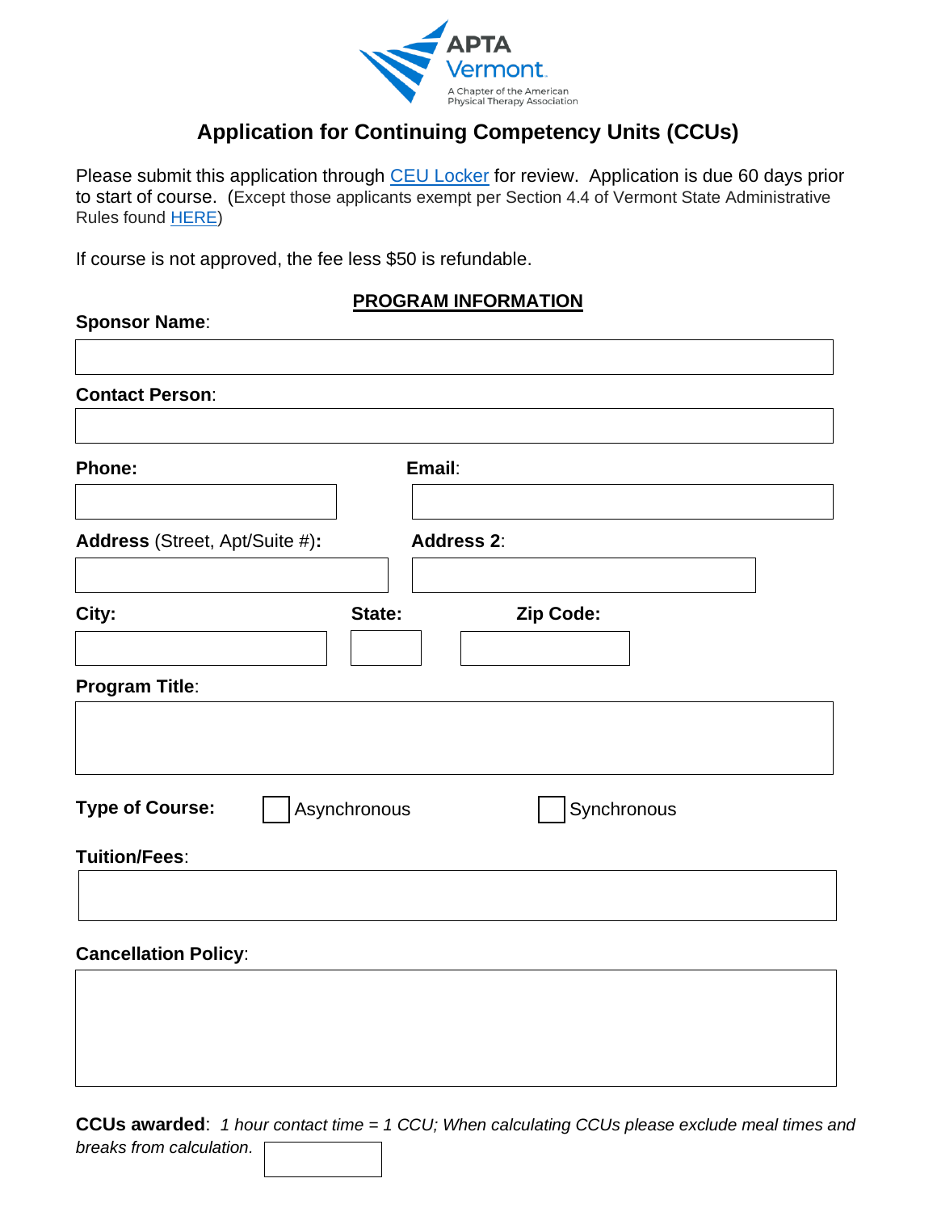APTA Vermont
A Chapter of the American Physical Therapy Association

# Application for Continuing Competency Units (CCUs)

Please submit this application through [CEU Locker] for review. Application is due 60 days prior to start of course. (Except those applicants exempt per Section 4.4 of Vermont State Administrative Rules found [HERE])

If course is not approved, the fee less $50 is refundable.

## PROGRAM INFORMATION

**Sponsor Name**:

**Contact Person**:

**Phone:**

**Email**:

**Address** (Street, Apt/Suite #)**:**

**Address 2**:

**City:**

**State:**

**Zip Code:**

**Program Title**:

**Type of Course:** ☐ Asynchronous ☐ Synchronous

**Tuition/Fees**:

**Cancellation Policy**:

**CCUs awarded**: *1 hour contact time = 1 CCU; When calculating CCUs please exclude meal times and breaks from calculation.*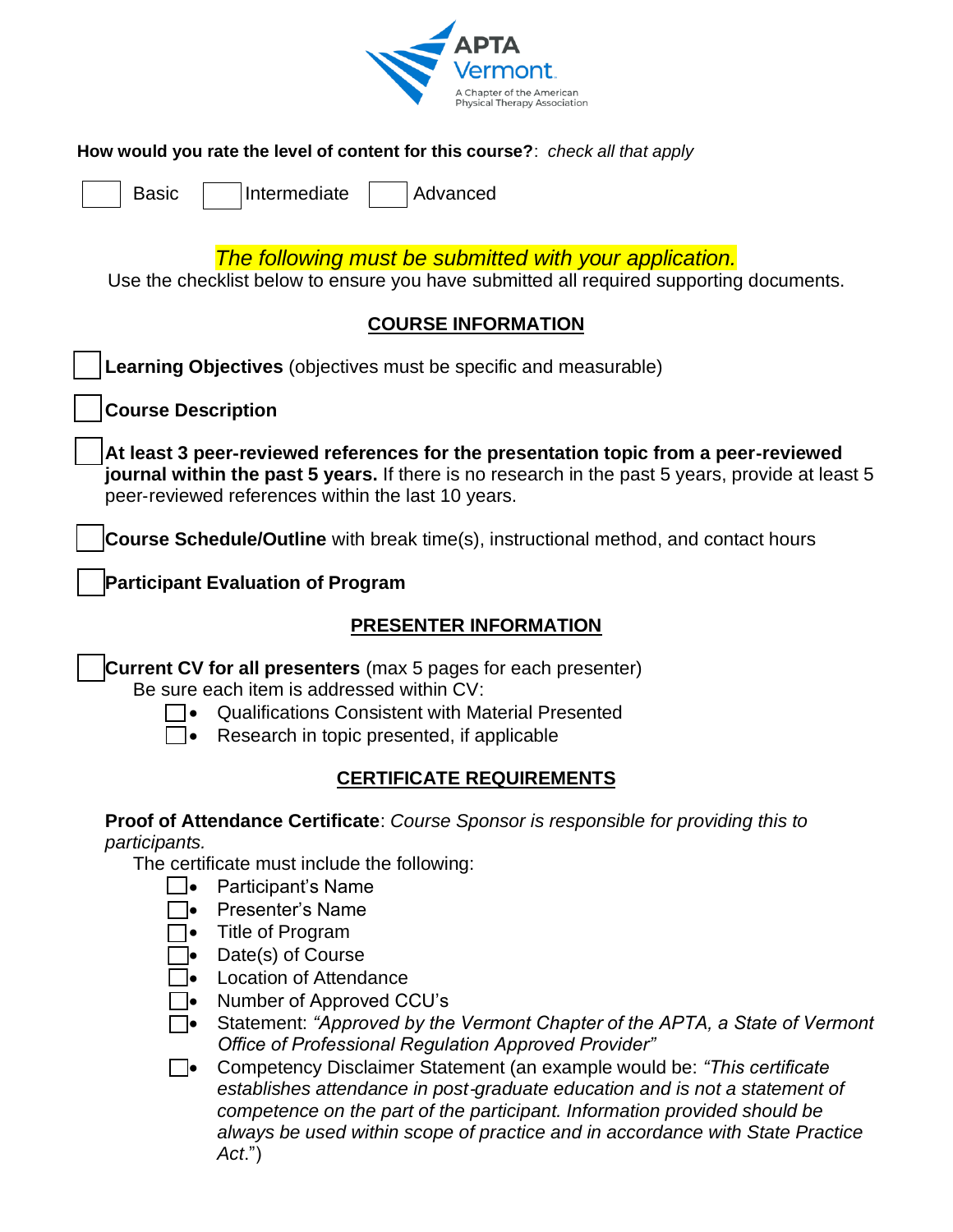**How would you rate the level of content for this course?**: *check all that apply*

- [ ] Basic
- [ ] Intermediate
- [ ] Advanced

*The following must be submitted with your application.*

Use the checklist below to ensure you have submitted all required supporting documents.

## COURSE INFORMATION

- [ ] **Learning Objectives** (objectives must be specific and measurable)
- [ ] **Course Description**
- [ ] **At least 3 peer-reviewed references for the presentation topic from a peer-reviewed journal within the past 5 years.** If there is no research in the past 5 years, provide at least 5 peer-reviewed references within the last 10 years.
- [ ] **Course Schedule/Outline** with break time(s), instructional method, and contact hours
- [ ] **Participant Evaluation of Program**

## PRESENTER INFORMATION

- [ ] **Current CV for all presenters** (max 5 pages for each presenter)

Be sure each item is addressed within CV:

- [ ] Qualifications Consistent with Material Presented
- [ ] Research in topic presented, if applicable

## CERTIFICATE REQUIREMENTS

**Proof of Attendance Certificate**: *Course Sponsor is responsible for providing this to participants.*

The certificate must include the following:

- [ ] Participant's Name
- [ ] Presenter's Name
- [ ] Title of Program
- [ ] Date(s) of Course
- [ ] Location of Attendance
- [ ] Number of Approved CCU's
- [ ] Statement: *"Approved by the Vermont Chapter of the APTA, a State of Vermont Office of Professional Regulation Approved Provider"*
- [ ] Competency Disclaimer Statement (an example would be: *"This certificate establishes attendance in post-graduate education and is not a statement of competence on the part of the participant. Information provided should be always be used within scope of practice and in accordance with State Practice Act*.")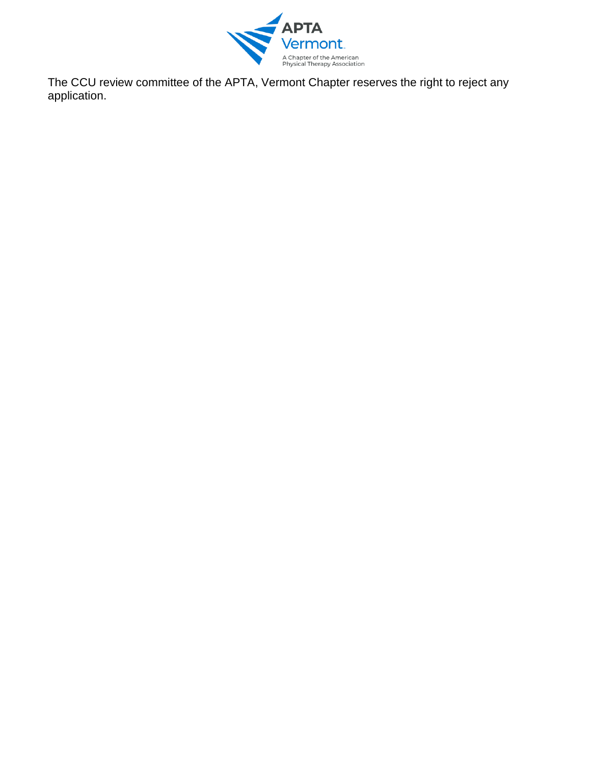The CCU review committee of the APTA, Vermont Chapter reserves the right to reject any application.